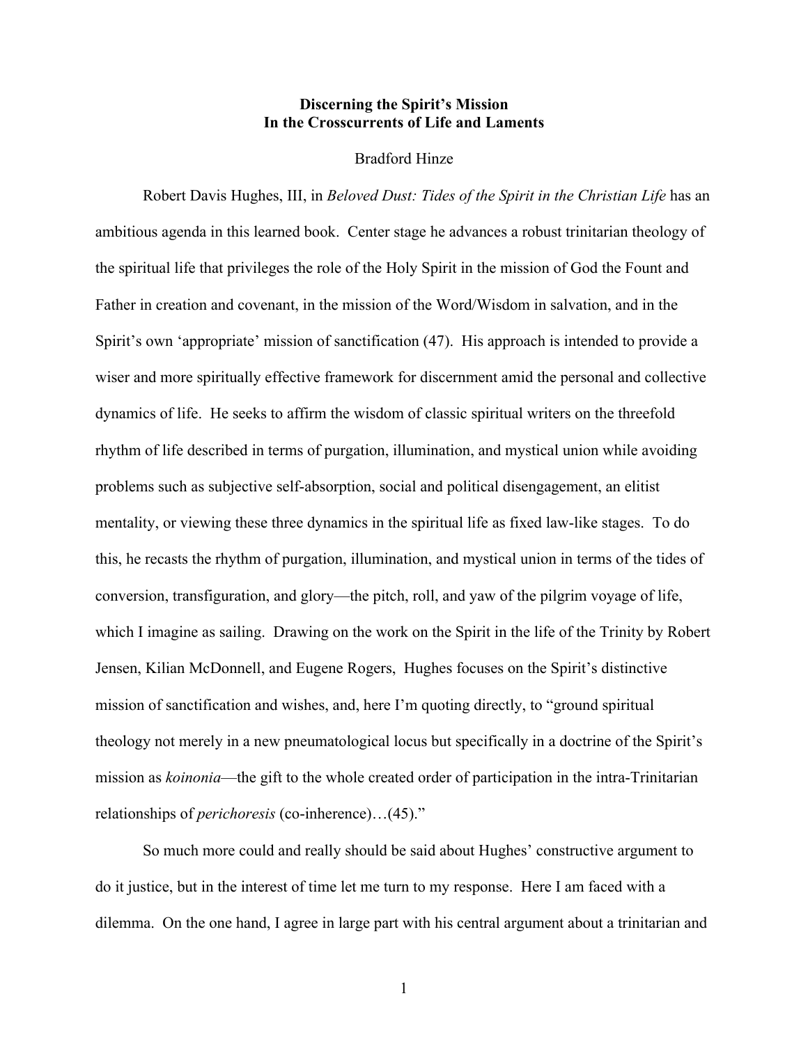# Discerning the Spirit's Mission
# In the Crosscurrents of Life and Laments

Bradford Hinze

Robert Davis Hughes, III, in *Beloved Dust: Tides of the Spirit in the Christian Life* has an ambitious agenda in this learned book. Center stage he advances a robust trinitarian theology of the spiritual life that privileges the role of the Holy Spirit in the mission of God the Fount and Father in creation and covenant, in the mission of the Word/Wisdom in salvation, and in the Spirit's own 'appropriate' mission of sanctification (47). His approach is intended to provide a wiser and more spiritually effective framework for discernment amid the personal and collective dynamics of life. He seeks to affirm the wisdom of classic spiritual writers on the threefold rhythm of life described in terms of purgation, illumination, and mystical union while avoiding problems such as subjective self-absorption, social and political disengagement, an elitist mentality, or viewing these three dynamics in the spiritual life as fixed law-like stages. To do this, he recasts the rhythm of purgation, illumination, and mystical union in terms of the tides of conversion, transfiguration, and glory—the pitch, roll, and yaw of the pilgrim voyage of life, which I imagine as sailing. Drawing on the work on the Spirit in the life of the Trinity by Robert Jensen, Kilian McDonnell, and Eugene Rogers, Hughes focuses on the Spirit's distinctive mission of sanctification and wishes, and, here I'm quoting directly, to "ground spiritual theology not merely in a new pneumatological locus but specifically in a doctrine of the Spirit's mission as *koinonia*—the gift to the whole created order of participation in the intra-Trinitarian relationships of *perichoresis* (co-inherence)…(45)."

So much more could and really should be said about Hughes' constructive argument to do it justice, but in the interest of time let me turn to my response. Here I am faced with a dilemma. On the one hand, I agree in large part with his central argument about a trinitarian and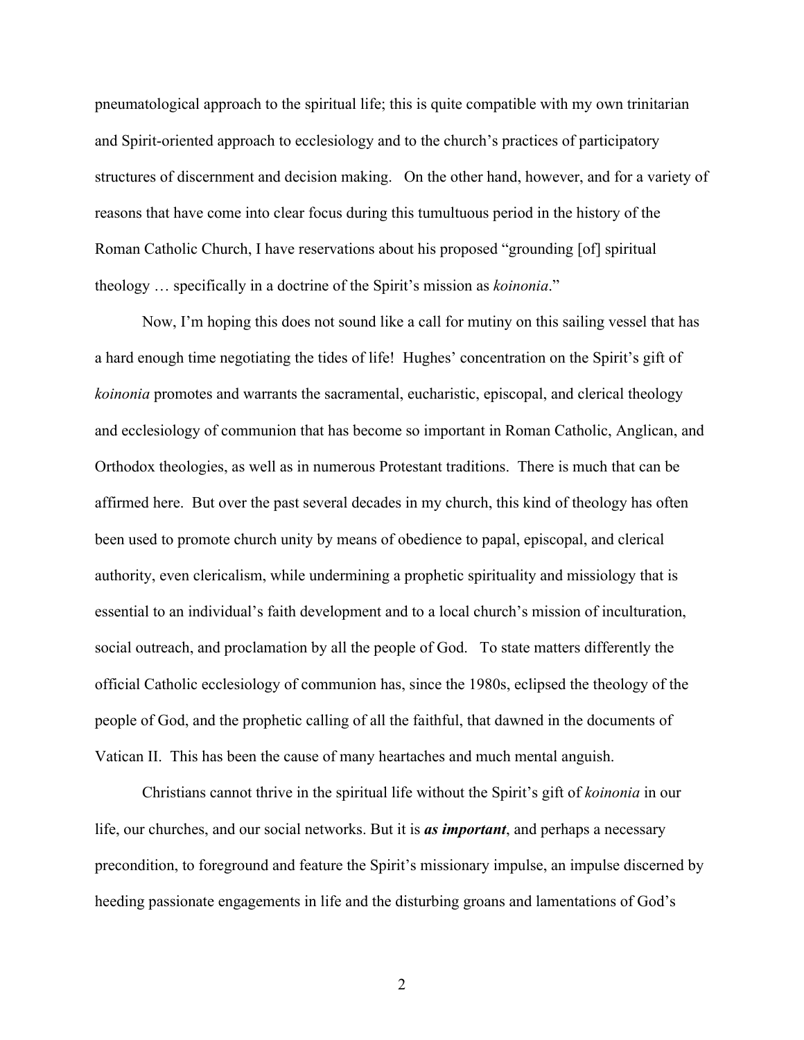pneumatological approach to the spiritual life; this is quite compatible with my own trinitarian and Spirit-oriented approach to ecclesiology and to the church's practices of participatory structures of discernment and decision making. On the other hand, however, and for a variety of reasons that have come into clear focus during this tumultuous period in the history of the Roman Catholic Church, I have reservations about his proposed "grounding [of] spiritual theology … specifically in a doctrine of the Spirit's mission as *koinonia*."

Now, I'm hoping this does not sound like a call for mutiny on this sailing vessel that has a hard enough time negotiating the tides of life! Hughes' concentration on the Spirit's gift of *koinonia* promotes and warrants the sacramental, eucharistic, episcopal, and clerical theology and ecclesiology of communion that has become so important in Roman Catholic, Anglican, and Orthodox theologies, as well as in numerous Protestant traditions. There is much that can be affirmed here. But over the past several decades in my church, this kind of theology has often been used to promote church unity by means of obedience to papal, episcopal, and clerical authority, even clericalism, while undermining a prophetic spirituality and missiology that is essential to an individual's faith development and to a local church's mission of inculturation, social outreach, and proclamation by all the people of God. To state matters differently the official Catholic ecclesiology of communion has, since the 1980s, eclipsed the theology of the people of God, and the prophetic calling of all the faithful, that dawned in the documents of Vatican II. This has been the cause of many heartaches and much mental anguish.

Christians cannot thrive in the spiritual life without the Spirit's gift of *koinonia* in our life, our churches, and our social networks. But it is ***as important***, and perhaps a necessary precondition, to foreground and feature the Spirit's missionary impulse, an impulse discerned by heeding passionate engagements in life and the disturbing groans and lamentations of God's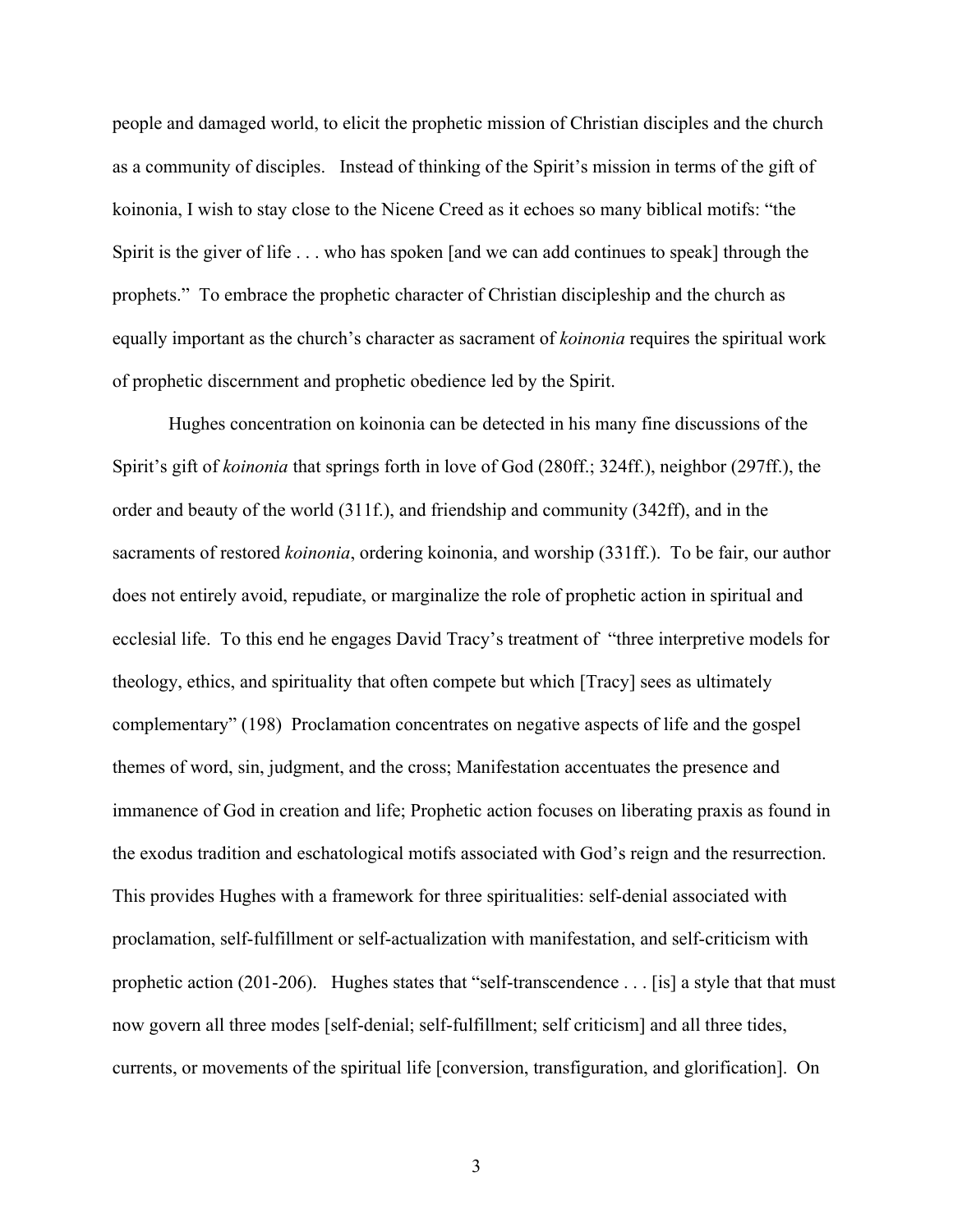people and damaged world, to elicit the prophetic mission of Christian disciples and the church as a community of disciples. Instead of thinking of the Spirit's mission in terms of the gift of koinonia, I wish to stay close to the Nicene Creed as it echoes so many biblical motifs: "the Spirit is the giver of life . . . who has spoken [and we can add continues to speak] through the prophets." To embrace the prophetic character of Christian discipleship and the church as equally important as the church's character as sacrament of *koinonia* requires the spiritual work of prophetic discernment and prophetic obedience led by the Spirit.

Hughes concentration on koinonia can be detected in his many fine discussions of the Spirit's gift of *koinonia* that springs forth in love of God (280ff.; 324ff.), neighbor (297ff.), the order and beauty of the world (311f.), and friendship and community (342ff), and in the sacraments of restored *koinonia*, ordering koinonia, and worship (331ff.). To be fair, our author does not entirely avoid, repudiate, or marginalize the role of prophetic action in spiritual and ecclesial life. To this end he engages David Tracy's treatment of "three interpretive models for theology, ethics, and spirituality that often compete but which [Tracy] sees as ultimately complementary" (198) Proclamation concentrates on negative aspects of life and the gospel themes of word, sin, judgment, and the cross; Manifestation accentuates the presence and immanence of God in creation and life; Prophetic action focuses on liberating praxis as found in the exodus tradition and eschatological motifs associated with God's reign and the resurrection. This provides Hughes with a framework for three spiritualities: self-denial associated with proclamation, self-fulfillment or self-actualization with manifestation, and self-criticism with prophetic action (201-206). Hughes states that "self-transcendence . . . [is] a style that that must now govern all three modes [self-denial; self-fulfillment; self criticism] and all three tides, currents, or movements of the spiritual life [conversion, transfiguration, and glorification]. On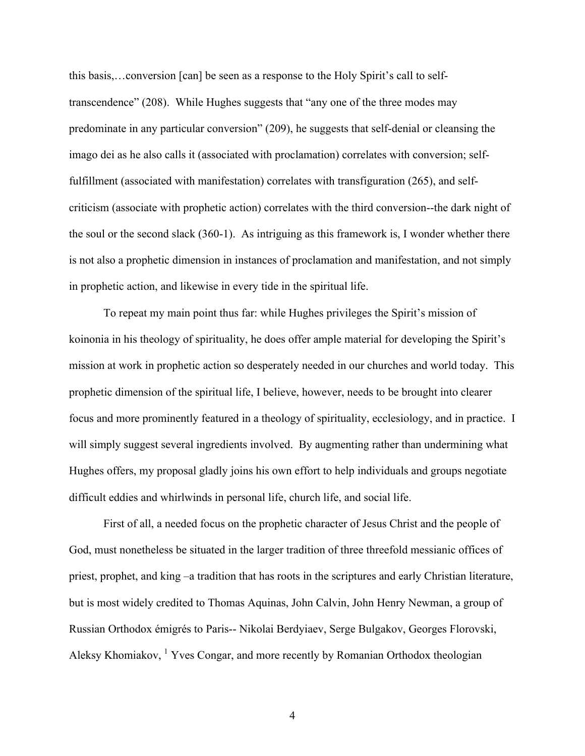this basis,…conversion [can] be seen as a response to the Holy Spirit's call to self-transcendence" (208). While Hughes suggests that "any one of the three modes may predominate in any particular conversion" (209), he suggests that self-denial or cleansing the imago dei as he also calls it (associated with proclamation) correlates with conversion; self-fulfillment (associated with manifestation) correlates with transfiguration (265), and self-criticism (associate with prophetic action) correlates with the third conversion--the dark night of the soul or the second slack (360-1). As intriguing as this framework is, I wonder whether there is not also a prophetic dimension in instances of proclamation and manifestation, and not simply in prophetic action, and likewise in every tide in the spiritual life.

To repeat my main point thus far: while Hughes privileges the Spirit's mission of koinonia in his theology of spirituality, he does offer ample material for developing the Spirit's mission at work in prophetic action so desperately needed in our churches and world today. This prophetic dimension of the spiritual life, I believe, however, needs to be brought into clearer focus and more prominently featured in a theology of spirituality, ecclesiology, and in practice. I will simply suggest several ingredients involved. By augmenting rather than undermining what Hughes offers, my proposal gladly joins his own effort to help individuals and groups negotiate difficult eddies and whirlwinds in personal life, church life, and social life.

First of all, a needed focus on the prophetic character of Jesus Christ and the people of God, must nonetheless be situated in the larger tradition of three threefold messianic offices of priest, prophet, and king –a tradition that has roots in the scriptures and early Christian literature, but is most widely credited to Thomas Aquinas, John Calvin, John Henry Newman, a group of Russian Orthodox émigrés to Paris-- Nikolai Berdyiaev, Serge Bulgakov, Georges Florovski, Aleksy Khomiakov, [1] Yves Congar, and more recently by Romanian Orthodox theologian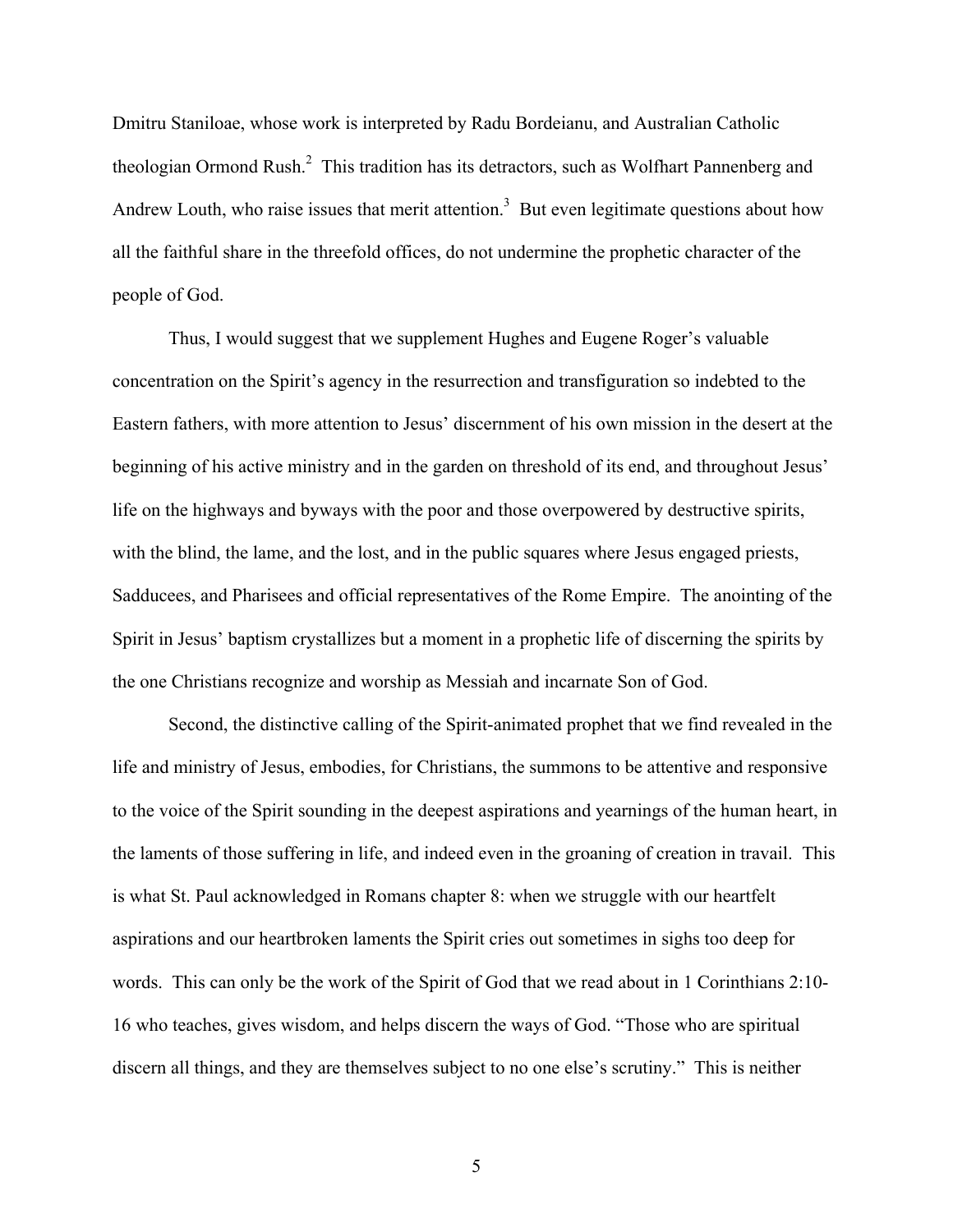Dmitru Staniloae, whose work is interpreted by Radu Bordeianu, and Australian Catholic theologian Ormond Rush.[2] This tradition has its detractors, such as Wolfhart Pannenberg and Andrew Louth, who raise issues that merit attention.[3] But even legitimate questions about how all the faithful share in the threefold offices, do not undermine the prophetic character of the people of God.

Thus, I would suggest that we supplement Hughes and Eugene Roger's valuable concentration on the Spirit's agency in the resurrection and transfiguration so indebted to the Eastern fathers, with more attention to Jesus' discernment of his own mission in the desert at the beginning of his active ministry and in the garden on threshold of its end, and throughout Jesus' life on the highways and byways with the poor and those overpowered by destructive spirits, with the blind, the lame, and the lost, and in the public squares where Jesus engaged priests, Sadducees, and Pharisees and official representatives of the Rome Empire. The anointing of the Spirit in Jesus' baptism crystallizes but a moment in a prophetic life of discerning the spirits by the one Christians recognize and worship as Messiah and incarnate Son of God.

Second, the distinctive calling of the Spirit-animated prophet that we find revealed in the life and ministry of Jesus, embodies, for Christians, the summons to be attentive and responsive to the voice of the Spirit sounding in the deepest aspirations and yearnings of the human heart, in the laments of those suffering in life, and indeed even in the groaning of creation in travail. This is what St. Paul acknowledged in Romans chapter 8: when we struggle with our heartfelt aspirations and our heartbroken laments the Spirit cries out sometimes in sighs too deep for words. This can only be the work of the Spirit of God that we read about in 1 Corinthians 2:10-16 who teaches, gives wisdom, and helps discern the ways of God. "Those who are spiritual discern all things, and they are themselves subject to no one else's scrutiny." This is neither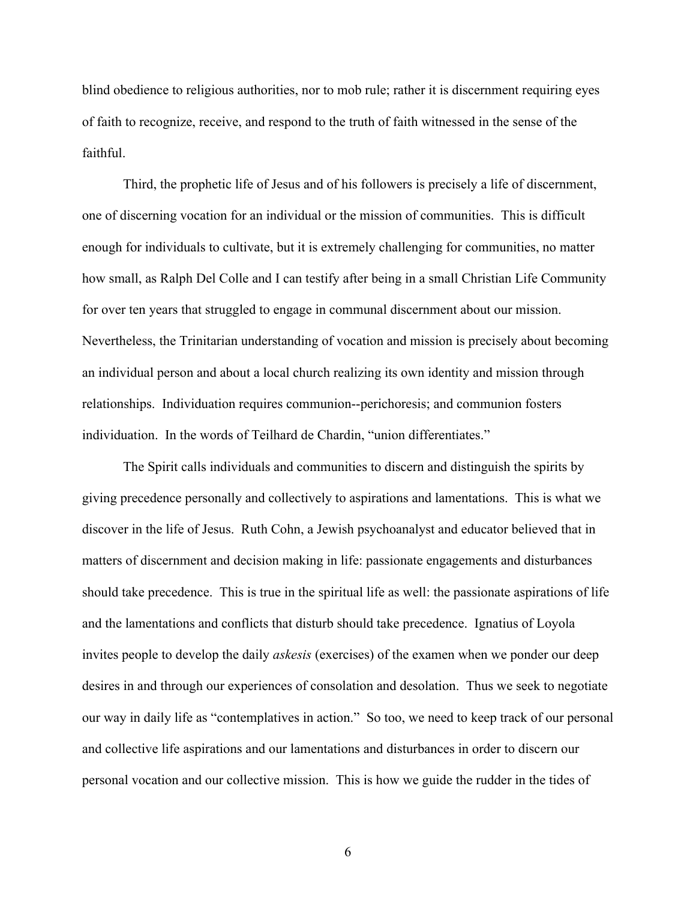blind obedience to religious authorities, nor to mob rule; rather it is discernment requiring eyes of faith to recognize, receive, and respond to the truth of faith witnessed in the sense of the faithful.

Third, the prophetic life of Jesus and of his followers is precisely a life of discernment, one of discerning vocation for an individual or the mission of communities. This is difficult enough for individuals to cultivate, but it is extremely challenging for communities, no matter how small, as Ralph Del Colle and I can testify after being in a small Christian Life Community for over ten years that struggled to engage in communal discernment about our mission. Nevertheless, the Trinitarian understanding of vocation and mission is precisely about becoming an individual person and about a local church realizing its own identity and mission through relationships. Individuation requires communion--perichoresis; and communion fosters individuation. In the words of Teilhard de Chardin, "union differentiates."

The Spirit calls individuals and communities to discern and distinguish the spirits by giving precedence personally and collectively to aspirations and lamentations. This is what we discover in the life of Jesus. Ruth Cohn, a Jewish psychoanalyst and educator believed that in matters of discernment and decision making in life: passionate engagements and disturbances should take precedence. This is true in the spiritual life as well: the passionate aspirations of life and the lamentations and conflicts that disturb should take precedence. Ignatius of Loyola invites people to develop the daily *askesis* (exercises) of the examen when we ponder our deep desires in and through our experiences of consolation and desolation. Thus we seek to negotiate our way in daily life as "contemplatives in action." So too, we need to keep track of our personal and collective life aspirations and our lamentations and disturbances in order to discern our personal vocation and our collective mission. This is how we guide the rudder in the tides of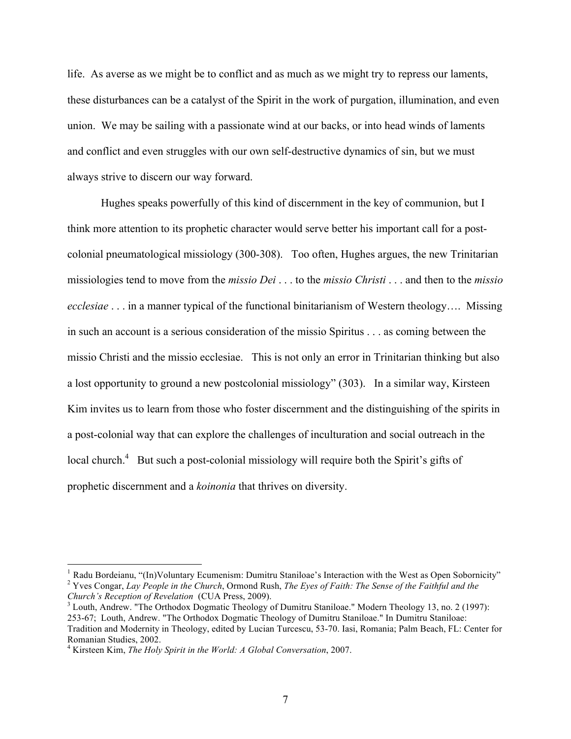life. As averse as we might be to conflict and as much as we might try to repress our laments, these disturbances can be a catalyst of the Spirit in the work of purgation, illumination, and even union. We may be sailing with a passionate wind at our backs, or into head winds of laments and conflict and even struggles with our own self-destructive dynamics of sin, but we must always strive to discern our way forward.

Hughes speaks powerfully of this kind of discernment in the key of communion, but I think more attention to its prophetic character would serve better his important call for a post-colonial pneumatological missiology (300-308). Too often, Hughes argues, the new Trinitarian missiologies tend to move from the *missio Dei* . . . to the *missio Christi* . . . and then to the *missio ecclesiae* . . . in a manner typical of the functional binitarianism of Western theology…. Missing in such an account is a serious consideration of the missio Spiritus . . . as coming between the missio Christi and the missio ecclesiae. This is not only an error in Trinitarian thinking but also a lost opportunity to ground a new postcolonial missiology" (303). In a similar way, Kirsteen Kim invites us to learn from those who foster discernment and the distinguishing of the spirits in a post-colonial way that can explore the challenges of inculturation and social outreach in the local church.[4] But such a post-colonial missiology will require both the Spirit's gifts of prophetic discernment and a *koinonia* that thrives on diversity.

---

[1] Radu Bordeianu, "(In)Voluntary Ecumenism: Dumitru Staniloae's Interaction with the West as Open Sobornicity"

[2] Yves Congar, *Lay People in the Church*, Ormond Rush, *The Eyes of Faith: The Sense of the Faithful and the Church's Reception of Revelation* (CUA Press, 2009).

[3] Louth, Andrew. "The Orthodox Dogmatic Theology of Dumitru Staniloae." Modern Theology 13, no. 2 (1997): 253-67; Louth, Andrew. "The Orthodox Dogmatic Theology of Dumitru Staniloae." In Dumitru Staniloae: Tradition and Modernity in Theology, edited by Lucian Turcescu, 53-70. Iasi, Romania; Palm Beach, FL: Center for Romanian Studies, 2002.

[4] Kirsteen Kim, *The Holy Spirit in the World: A Global Conversation*, 2007.